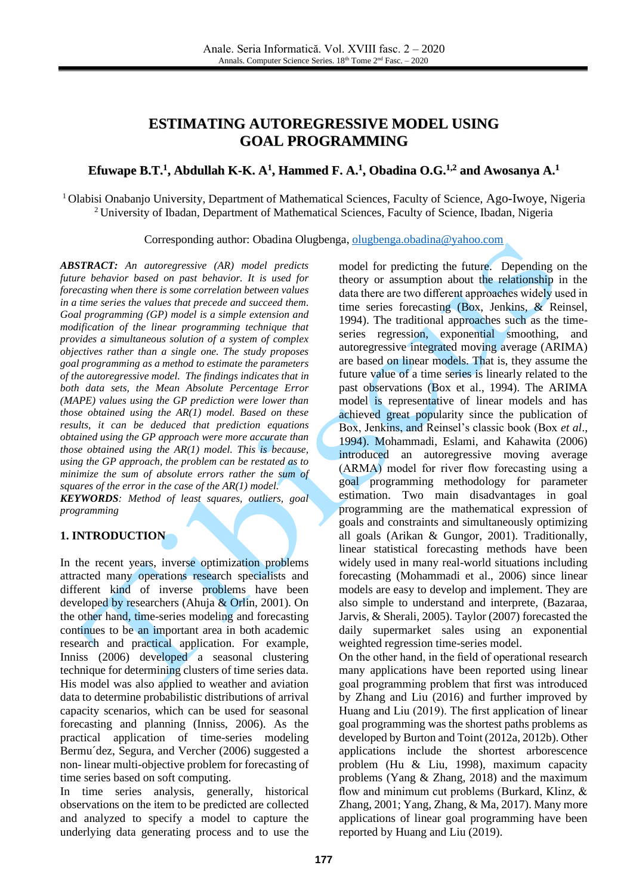# ESTIMATING AUTOREGRESSIVE MODEL USING GOAL PROGRAMMING

**Efuwape B.T.[1], Abdullah K-K. A[1], Hammed F. A.[1], Obadina O.G.[1,2] and Awosanya A.[1]**

[1] Olabisi Onabanjo University, Department of Mathematical Sciences, Faculty of Science, Ago-Iwoye, Nigeria
[2] University of Ibadan, Department of Mathematical Sciences, Faculty of Science, Ibadan, Nigeria

Corresponding author: Obadina Olugbenga, olugbenga.obadina@yahoo.com

***ABSTRACT:*** *An autoregressive (AR) model predicts future behavior based on past behavior. It is used for forecasting when there is some correlation between values in a time series the values that precede and succeed them. Goal programming (GP) model is a simple extension and modification of the linear programming technique that provides a simultaneous solution of a system of complex objectives rather than a single one. The study proposes goal programming as a method to estimate the parameters of the autoregressive model. The findings indicates that in both data sets, the Mean Absolute Percentage Error (MAPE) values using the GP prediction were lower than those obtained using the AR(1) model. Based on these results, it can be deduced that prediction equations obtained using the GP approach were more accurate than those obtained using the AR(1) model. This is because, using the GP approach, the problem can be restated as to minimize the sum of absolute errors rather the sum of squares of the error in the case of the AR(1) model.*

***KEYWORDS****: Method of least squares, outliers, goal programming*

## 1. INTRODUCTION

In the recent years, inverse optimization problems attracted many operations research specialists and different kind of inverse problems have been developed by researchers (Ahuja & Orlin, 2001). On the other hand, time-series modeling and forecasting continues to be an important area in both academic research and practical application. For example, Inniss (2006) developed a seasonal clustering technique for determining clusters of time series data. His model was also applied to weather and aviation data to determine probabilistic distributions of arrival capacity scenarios, which can be used for seasonal forecasting and planning (Inniss, 2006). As the practical application of time-series modeling Bermu´dez, Segura, and Vercher (2006) suggested a non- linear multi-objective problem for forecasting of time series based on soft computing.

In time series analysis, generally, historical observations on the item to be predicted are collected and analyzed to specify a model to capture the underlying data generating process and to use the model for predicting the future. Depending on the theory or assumption about the relationship in the data there are two different approaches widely used in time series forecasting (Box, Jenkins, & Reinsel, 1994). The traditional approaches such as the time-series regression, exponential smoothing, and autoregressive integrated moving average (ARIMA) are based on linear models. That is, they assume the future value of a time series is linearly related to the past observations (Box et al., 1994). The ARIMA model is representative of linear models and has achieved great popularity since the publication of Box, Jenkins, and Reinsel's classic book (Box *et al*., 1994). Mohammadi, Eslami, and Kahawita (2006) introduced an autoregressive moving average (ARMA) model for river flow forecasting using a goal programming methodology for parameter estimation. Two main disadvantages in goal programming are the mathematical expression of goals and constraints and simultaneously optimizing all goals (Arikan & Gungor, 2001). Traditionally, linear statistical forecasting methods have been widely used in many real-world situations including forecasting (Mohammadi et al., 2006) since linear models are easy to develop and implement. They are also simple to understand and interprete, (Bazaraa, Jarvis, & Sherali, 2005). Taylor (2007) forecasted the daily supermarket sales using an exponential weighted regression time-series model.

On the other hand, in the field of operational research many applications have been reported using linear goal programming problem that first was introduced by Zhang and Liu (2016) and further improved by Huang and Liu (2019). The first application of linear goal programming was the shortest paths problems as developed by Burton and Toint (2012a, 2012b). Other applications include the shortest arborescence problem (Hu & Liu, 1998), maximum capacity problems (Yang & Zhang, 2018) and the maximum flow and minimum cut problems (Burkard, Klinz, & Zhang, 2001; Yang, Zhang, & Ma, 2017). Many more applications of linear goal programming have been reported by Huang and Liu (2019).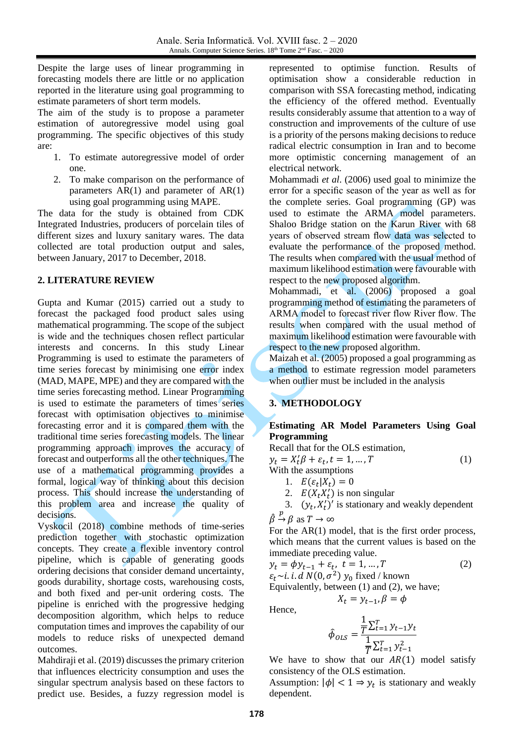Despite the large uses of linear programming in forecasting models there are little or no application reported in the literature using goal programming to estimate parameters of short term models.

The aim of the study is to propose a parameter estimation of autoregressive model using goal programming. The specific objectives of this study are:

1. To estimate autoregressive model of order one.
2. To make comparison on the performance of parameters AR(1) and parameter of AR(1) using goal programming using MAPE.

The data for the study is obtained from CDK Integrated Industries, producers of porcelain tiles of different sizes and luxury sanitary wares. The data collected are total production output and sales, between January, 2017 to December, 2018.

## 2. LITERATURE REVIEW

Gupta and Kumar (2015) carried out a study to forecast the packaged food product sales using mathematical programming. The scope of the subject is wide and the techniques chosen reflect particular interests and concerns. In this study Linear Programming is used to estimate the parameters of time series forecast by minimising one error index (MAD, MAPE, MPE) and they are compared with the time series forecasting method. Linear Programming is used to estimate the parameters of times series forecast with optimisation objectives to minimise forecasting error and it is compared them with the traditional time series forecasting models. The linear programming approach improves the accuracy of forecast and outperforms all the other techniques. The use of a mathematical programming provides a formal, logical way of thinking about this decision process. This should increase the understanding of this problem area and increase the quality of decisions.

Vyskocil (2018) combine methods of time-series prediction together with stochastic optimization concepts. They create a flexible inventory control pipeline, which is capable of generating goods ordering decisions that consider demand uncertainty, goods durability, shortage costs, warehousing costs, and both fixed and per-unit ordering costs. The pipeline is enriched with the progressive hedging decomposition algorithm, which helps to reduce computation times and improves the capability of our models to reduce risks of unexpected demand outcomes.

Mahdiraji et al. (2019) discusses the primary criterion that influences electricity consumption and uses the singular spectrum analysis based on these factors to predict use. Besides, a fuzzy regression model is represented to optimise function. Results of optimisation show a considerable reduction in comparison with SSA forecasting method, indicating the efficiency of the offered method. Eventually results considerably assume that attention to a way of construction and improvements of the culture of use is a priority of the persons making decisions to reduce radical electric consumption in Iran and to become more optimistic concerning management of an electrical network.

Mohammadi *et al*. (2006) used goal to minimize the error for a specific season of the year as well as for the complete series. Goal programming (GP) was used to estimate the ARMA model parameters. Shaloo Bridge station on the Karun River with 68 years of observed stream flow data was selected to evaluate the performance of the proposed method. The results when compared with the usual method of maximum likelihood estimation were favourable with respect to the new proposed algorithm.

Mohammadi, et al. (2006) proposed a goal programming method of estimating the parameters of ARMA model to forecast river flow River flow. The results when compared with the usual method of maximum likelihood estimation were favourable with respect to the new proposed algorithm.

Maizah et al. (2005) proposed a goal programming as a method to estimate regression model parameters when outlier must be included in the analysis

## 3. METHODOLOGY

**Estimating AR Model Parameters Using Goal Programming**

Recall that for the OLS estimation,

$$y_t = X_t'\beta + \varepsilon_t, t = 1, \dots, T \tag{1}$$

With the assumptions

1. $E(\varepsilon_t | X_t) = 0$
2. $E(X_t X_t')$ is non singular
3. $(y_t, X_t')'$ is stationary and weakly dependent

$\hat{\beta} \xrightarrow{p} \beta$ as $T \to \infty$

For the AR(1) model, that is the first order process, which means that the current values is based on the immediate preceding value.

$$y_t = \phi y_{t-1} + \varepsilon_t,\ t = 1, \dots, T \tag{2}$$

$\varepsilon_t \sim i.i.d\ N(0, \sigma^2)$ $y_0$ fixed / known

Equivalently, between (1) and (2), we have;

$$X_t = y_{t-1}, \beta = \phi$$

Hence,

$$\hat{\phi}_{OLS} = \frac{\frac{1}{T}\sum_{t=1}^{T} y_{t-1} y_t}{\frac{1}{T}\sum_{t=1}^{T} y_{t-1}^2}$$

We have to show that our $AR(1)$ model satisfy consistency of the OLS estimation.

Assumption: $|\phi| < 1 \Rightarrow y_t$ is stationary and weakly dependent.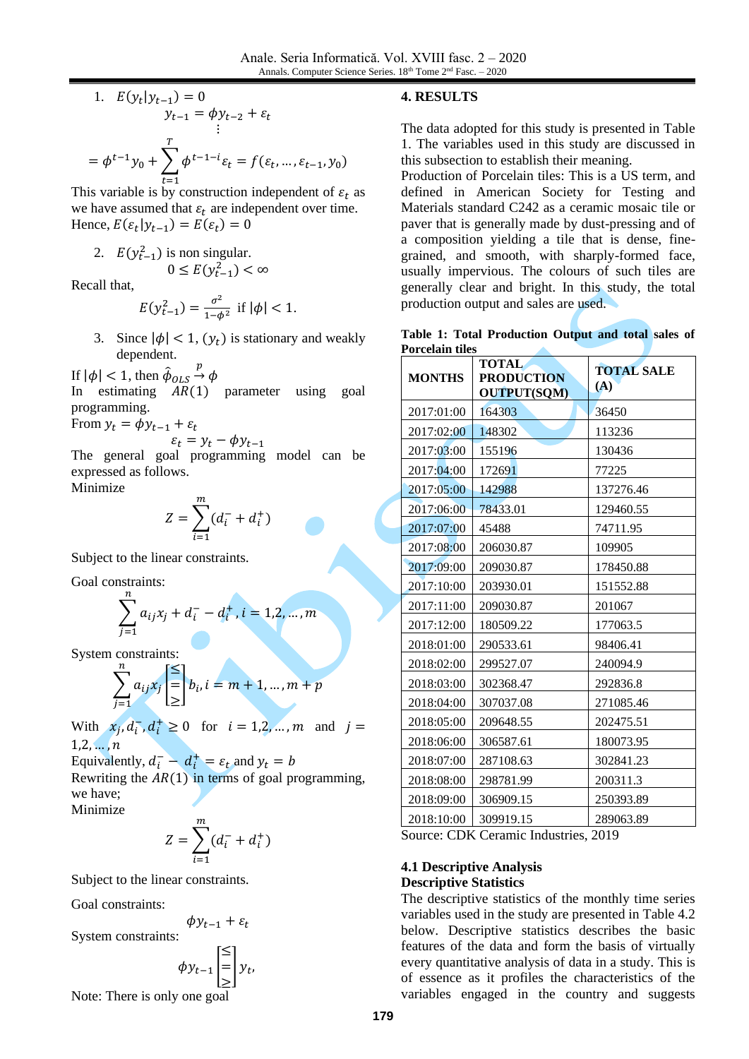1. $E(y_t|y_{t-1}) = 0$

$$y_{t-1} = \phi y_{t-2} + \varepsilon_t$$
$$\vdots$$
$$= \phi^{t-1} y_0 + \sum_{t=1}^{T} \phi^{t-1-i}\varepsilon_t = f(\varepsilon_t, \dots, \varepsilon_{t-1}, y_0)$$

This variable is by construction independent of $\varepsilon_t$ as we have assumed that $\varepsilon_t$ are independent over time. Hence, $E(\varepsilon_t|y_{t-1}) = E(\varepsilon_t) = 0$

2. $E(y_{t-1}^2)$ is non singular.

$$0 \le E(y_{t-1}^2) < \infty$$

Recall that,

$$E(y_{t-1}^2) = \frac{\sigma^2}{1-\phi^2} \text{ if } |\phi| < 1.$$

3. Since $|\phi| < 1$, $(y_t)$ is stationary and weakly dependent.

If $|\phi| < 1$, then $\hat{\phi}_{OLS} \overset{p}{\to} \phi$

In estimating $AR(1)$ parameter using goal programming.

From $y_t = \phi y_{t-1} + \varepsilon_t$

$$\varepsilon_t = y_t - \phi y_{t-1}$$

The general goal programming model can be expressed as follows.

Minimize

$$Z = \sum_{i=1}^{m} (d_i^- + d_i^+)$$

Subject to the linear constraints.

Goal constraints:

$$\sum_{j=1}^{n} a_{ij} x_j + d_i^- - d_i^+ , i = 1,2, \dots, m$$

System constraints:

$$\sum_{j=1}^{n} a_{ij} x_j \begin{bmatrix} \le \\ = \\ \ge \end{bmatrix} b_i, i = m+1, \dots, m+p$$

With $x_j, d_i^-, d_i^+ \ge 0$ for $i = 1,2, \dots, m$ and $j = 1,2, \dots, n$

Equivalently, $d_i^- - d_i^+ = \varepsilon_t$ and $y_t = b$

Rewriting the $AR(1)$ in terms of goal programming, we have;

Minimize

$$Z = \sum_{i=1}^{m} (d_i^- + d_i^+)$$

Subject to the linear constraints.

Goal constraints:

$$\phi y_{t-1} + \varepsilon_t$$

System constraints:

$$\phi y_{t-1} \begin{bmatrix} \le \\ = \\ \ge \end{bmatrix} y_t,$$

Note: There is only one goal

## 4. RESULTS

The data adopted for this study is presented in Table 1. The variables used in this study are discussed in this subsection to establish their meaning.

Production of Porcelain tiles: This is a US term, and defined in American Society for Testing and Materials standard C242 as a ceramic mosaic tile or paver that is generally made by dust-pressing and of a composition yielding a tile that is dense, fine-grained, and smooth, with sharply-formed face, usually impervious. The colours of such tiles are generally clear and bright. In this study, the total production output and sales are used.

**Table 1: Total Production Output and total sales of Porcelain tiles**

| MONTHS | TOTAL PRODUCTION OUTPUT(SQM) | TOTAL SALE (A) |
|---|---|---|
| 2017:01:00 | 164303 | 36450 |
| 2017:02:00 | 148302 | 113236 |
| 2017:03:00 | 155196 | 130436 |
| 2017:04:00 | 172691 | 77225 |
| 2017:05:00 | 142988 | 137276.46 |
| 2017:06:00 | 78433.01 | 129460.55 |
| 2017:07:00 | 45488 | 74711.95 |
| 2017:08:00 | 206030.87 | 109905 |
| 2017:09:00 | 209030.87 | 178450.88 |
| 2017:10:00 | 203930.01 | 151552.88 |
| 2017:11:00 | 209030.87 | 201067 |
| 2017:12:00 | 180509.22 | 177063.5 |
| 2018:01:00 | 290533.61 | 98406.41 |
| 2018:02:00 | 299527.07 | 240094.9 |
| 2018:03:00 | 302368.47 | 292836.8 |
| 2018:04:00 | 307037.08 | 271085.46 |
| 2018:05:00 | 209648.55 | 202475.51 |
| 2018:06:00 | 306587.61 | 180073.95 |
| 2018:07:00 | 287108.63 | 302841.23 |
| 2018:08:00 | 298781.99 | 200311.3 |
| 2018:09:00 | 306909.15 | 250393.89 |
| 2018:10:00 | 309919.15 | 289063.89 |

Source: CDK Ceramic Industries, 2019

### 4.1 Descriptive Analysis

**Descriptive Statistics**

The descriptive statistics of the monthly time series variables used in the study are presented in Table 4.2 below. Descriptive statistics describes the basic features of the data and form the basis of virtually every quantitative analysis of data in a study. This is of essence as it profiles the characteristics of the variables engaged in the country and suggests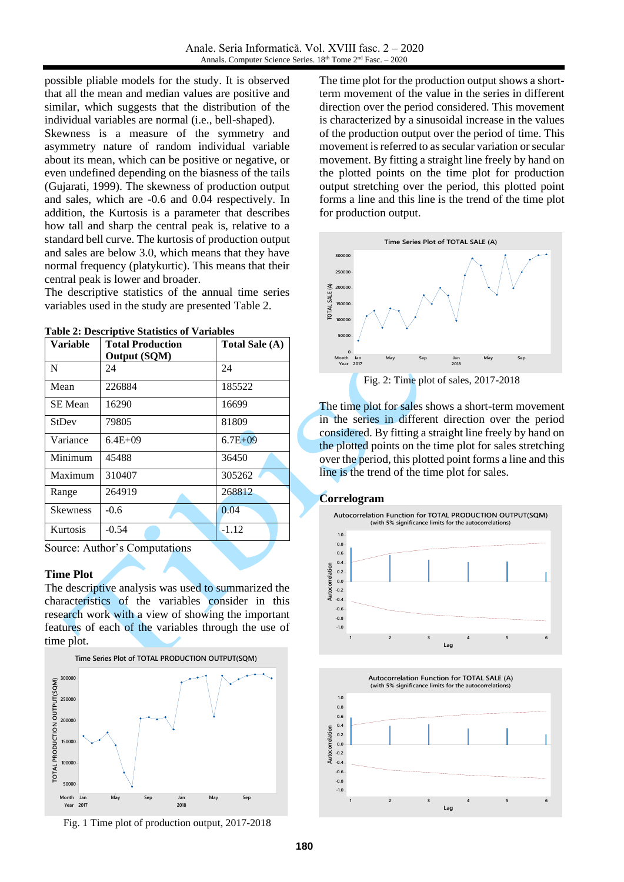possible pliable models for the study. It is observed that all the mean and median values are positive and similar, which suggests that the distribution of the individual variables are normal (i.e., bell-shaped).
Skewness is a measure of the symmetry and asymmetry nature of random individual variable about its mean, which can be positive or negative, or even undefined depending on the biasness of the tails (Gujarati, 1999). The skewness of production output and sales, which are -0.6 and 0.04 respectively. In addition, the Kurtosis is a parameter that describes how tall and sharp the central peak is, relative to a standard bell curve. The kurtosis of production output and sales are below 3.0, which means that they have normal frequency (platykurtic). This means that their central peak is lower and broader.
The descriptive statistics of the annual time series variables used in the study are presented Table 2.

**Table 2: Descriptive Statistics of Variables**

| Variable | Total Production Output (SQM) | Total Sale (A) |
|---|---|---|
| N | 24 | 24 |
| Mean | 226884 | 185522 |
| SE Mean | 16290 | 16699 |
| StDev | 79805 | 81809 |
| Variance | 6.4E+09 | 6.7E+09 |
| Minimum | 45488 | 36450 |
| Maximum | 310407 | 305262 |
| Range | 264919 | 268812 |
| Skewness | -0.6 | 0.04 |
| Kurtosis | -0.54 | -1.12 |

Source: Author's Computations

## Time Plot

The descriptive analysis was used to summarized the characteristics of the variables consider in this research work with a view of showing the important features of each of the variables through the use of time plot.

Fig. 1 Time plot of production output, 2017-2018

The time plot for the production output shows a short-term movement of the value in the series in different direction over the period considered. This movement is characterized by a sinusoidal increase in the values of the production output over the period of time. This movement is referred to as secular variation or secular movement. By fitting a straight line freely by hand on the plotted points on the time plot for production output stretching over the period, this plotted point forms a line and this line is the trend of the time plot for production output.

Fig. 2: Time plot of sales, 2017-2018

The time plot for sales shows a short-term movement in the series in different direction over the period considered. By fitting a straight line freely by hand on the plotted points on the time plot for sales stretching over the period, this plotted point forms a line and this line is the trend of the time plot for sales.

## Correlogram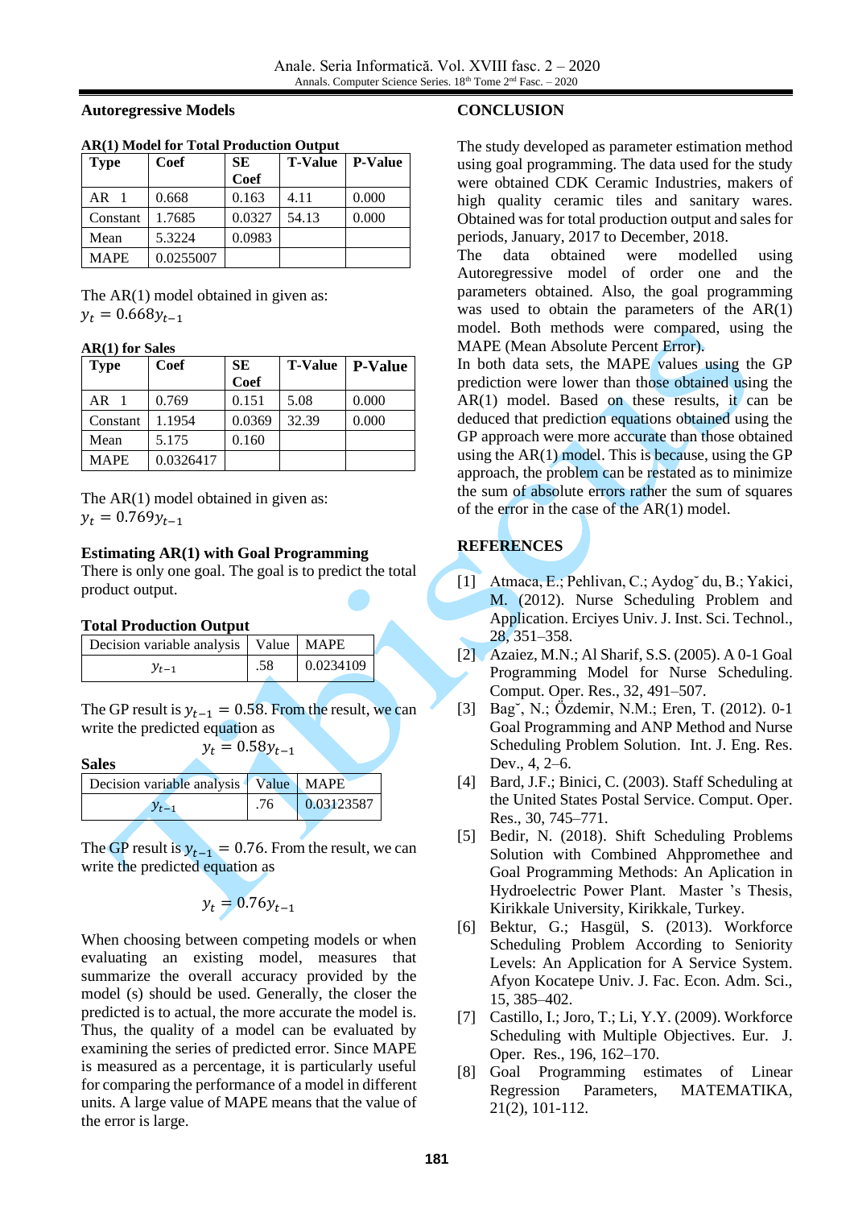### Autoregressive Models

**AR(1) Model for Total Production Output**

| Type | Coef | SE Coef | T-Value | P-Value |
|---|---|---|---|---|
| AR 1 | 0.668 | 0.163 | 4.11 | 0.000 |
| Constant | 1.7685 | 0.0327 | 54.13 | 0.000 |
| Mean | 5.3224 | 0.0983 | | |
| MAPE | 0.0255007 | | | |

The AR(1) model obtained in given as:
$y_t = 0.668y_{t-1}$

**AR(1) for Sales**

| Type | Coef | SE Coef | T-Value | P-Value |
|---|---|---|---|---|
| AR 1 | 0.769 | 0.151 | 5.08 | 0.000 |
| Constant | 1.1954 | 0.0369 | 32.39 | 0.000 |
| Mean | 5.175 | 0.160 | | |
| MAPE | 0.0326417 | | | |

The AR(1) model obtained in given as:
$y_t = 0.769y_{t-1}$

### Estimating AR(1) with Goal Programming

There is only one goal. The goal is to predict the total product output.

**Total Production Output**

| Decision variable analysis | Value | MAPE |
|---|---|---|
| $y_{t-1}$ | .58 | 0.0234109 |

The GP result is $y_{t-1} = 0.58$. From the result, we can write the predicted equation as

$$y_t = 0.58y_{t-1}$$

**Sales**

| Decision variable analysis | Value | MAPE |
|---|---|---|
| $y_{t-1}$ | .76 | 0.03123587 |

The GP result is $y_{t-1} = 0.76$. From the result, we can write the predicted equation as

$$y_t = 0.76y_{t-1}$$

When choosing between competing models or when evaluating an existing model, measures that summarize the overall accuracy provided by the model (s) should be used. Generally, the closer the predicted is to actual, the more accurate the model is. Thus, the quality of a model can be evaluated by examining the series of predicted error. Since MAPE is measured as a percentage, it is particularly useful for comparing the performance of a model in different units. A large value of MAPE means that the value of the error is large.

## CONCLUSION

The study developed as parameter estimation method using goal programming. The data used for the study were obtained CDK Ceramic Industries, makers of high quality ceramic tiles and sanitary wares. Obtained was for total production output and sales for periods, January, 2017 to December, 2018.
The data obtained were modelled using Autoregressive model of order one and the parameters obtained. Also, the goal programming was used to obtain the parameters of the AR(1) model. Both methods were compared, using the MAPE (Mean Absolute Percent Error).
In both data sets, the MAPE values using the GP prediction were lower than those obtained using the AR(1) model. Based on these results, it can be deduced that prediction equations obtained using the GP approach were more accurate than those obtained using the AR(1) model. This is because, using the GP approach, the problem can be restated as to minimize the sum of absolute errors rather the sum of squares of the error in the case of the AR(1) model.

## REFERENCES

[1] Atmaca, E.; Pehlivan, C.; Aydogˇ du, B.; Yakici, M. (2012). Nurse Scheduling Problem and Application. Erciyes Univ. J. Inst. Sci. Technol., 28, 351–358.

[2] Azaiez, M.N.; Al Sharif, S.S. (2005). A 0-1 Goal Programming Model for Nurse Scheduling. Comput. Oper. Res., 32, 491–507.

[3] Bagˇ, N.; Özdemir, N.M.; Eren, T. (2012). 0-1 Goal Programming and ANP Method and Nurse Scheduling Problem Solution. Int. J. Eng. Res. Dev., 4, 2–6.

[4] Bard, J.F.; Binici, C. (2003). Staff Scheduling at the United States Postal Service. Comput. Oper. Res., 30, 745–771.

[5] Bedir, N. (2018). Shift Scheduling Problems Solution with Combined Ahppromethee and Goal Programming Methods: An Aplication in Hydroelectric Power Plant. Master 's Thesis, Kirikkale University, Kirikkale, Turkey.

[6] Bektur, G.; Hasgül, S. (2013). Workforce Scheduling Problem According to Seniority Levels: An Application for A Service System. Afyon Kocatepe Univ. J. Fac. Econ. Adm. Sci., 15, 385–402.

[7] Castillo, I.; Joro, T.; Li, Y.Y. (2009). Workforce Scheduling with Multiple Objectives. Eur. J. Oper. Res., 196, 162–170.

[8] Goal Programming estimates of Linear Regression Parameters, MATEMATIKA, 21(2), 101-112.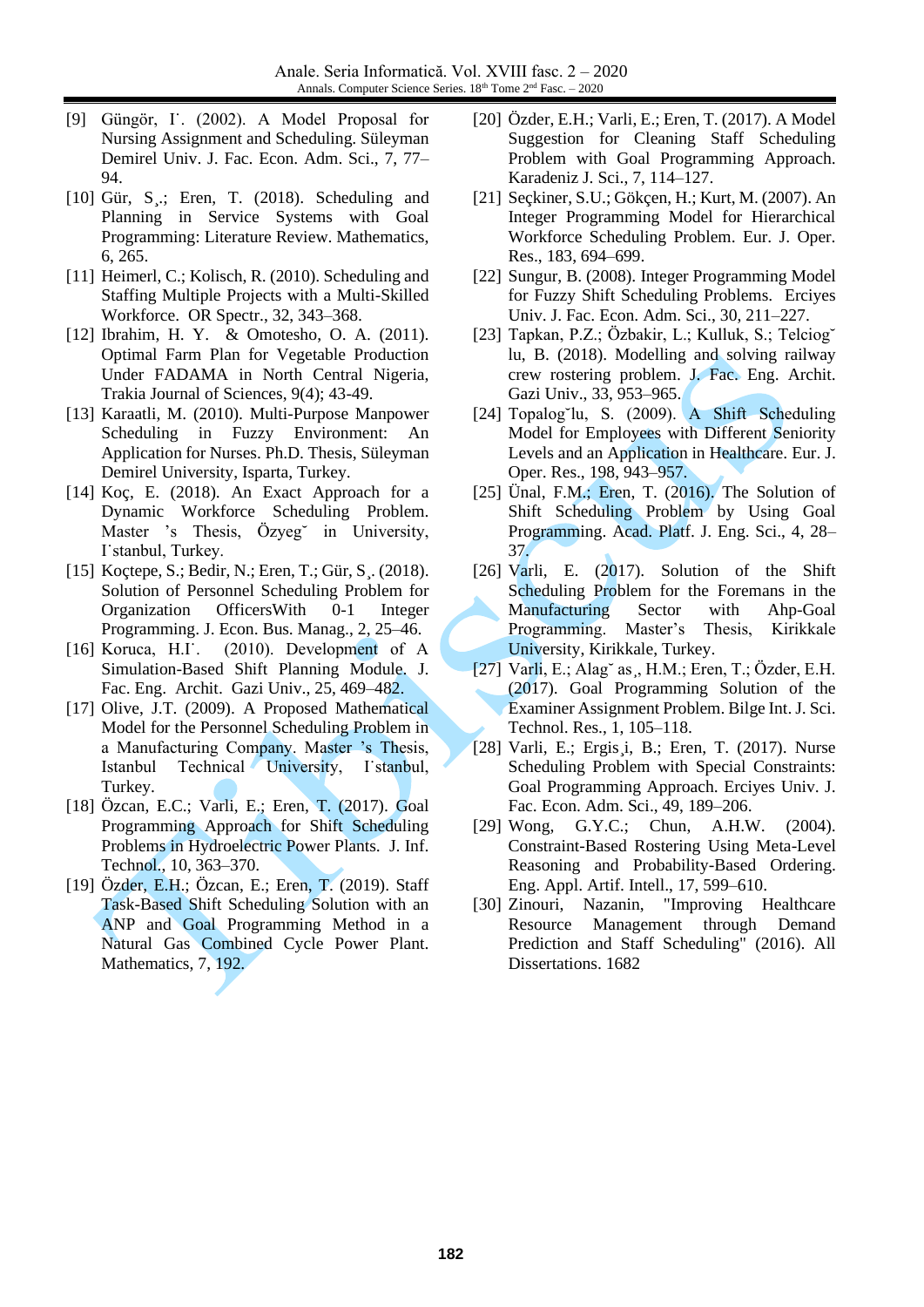[9] Güngör, İ. (2002). A Model Proposal for Nursing Assignment and Scheduling. Süleyman Demirel Univ. J. Fac. Econ. Adm. Sci., 7, 77–94.

[10] Gür, Ş.; Eren, T. (2018). Scheduling and Planning in Service Systems with Goal Programming: Literature Review. Mathematics, 6, 265.

[11] Heimerl, C.; Kolisch, R. (2010). Scheduling and Staffing Multiple Projects with a Multi-Skilled Workforce. OR Spectr., 32, 343–368.

[12] Ibrahim, H. Y. & Omotesho, O. A. (2011). Optimal Farm Plan for Vegetable Production Under FADAMA in North Central Nigeria, Trakia Journal of Sciences, 9(4); 43-49.

[13] Karaatli, M. (2010). Multi-Purpose Manpower Scheduling in Fuzzy Environment: An Application for Nurses. Ph.D. Thesis, Süleyman Demirel University, Isparta, Turkey.

[14] Koç, E. (2018). An Exact Approach for a Dynamic Workforce Scheduling Problem. Master 's Thesis, Özyeğin University, İstanbul, Turkey.

[15] Koçtepe, S.; Bedir, N.; Eren, T.; Gür, Ş. (2018). Solution of Personnel Scheduling Problem for Organization OfficersWith 0-1 Integer Programming. J. Econ. Bus. Manag., 2, 25–46.

[16] Koruca, H.İ. (2010). Development of A Simulation-Based Shift Planning Module. J. Fac. Eng. Archit. Gazi Univ., 25, 469–482.

[17] Olive, J.T. (2009). A Proposed Mathematical Model for the Personnel Scheduling Problem in a Manufacturing Company. Master 's Thesis, Istanbul Technical University, İstanbul, Turkey.

[18] Özcan, E.C.; Varli, E.; Eren, T. (2017). Goal Programming Approach for Shift Scheduling Problems in Hydroelectric Power Plants. J. Inf. Technol., 10, 363–370.

[19] Özder, E.H.; Özcan, E.; Eren, T. (2019). Staff Task-Based Shift Scheduling Solution with an ANP and Goal Programming Method in a Natural Gas Combined Cycle Power Plant. Mathematics, 7, 192.

[20] Özder, E.H.; Varli, E.; Eren, T. (2017). A Model Suggestion for Cleaning Staff Scheduling Problem with Goal Programming Approach. Karadeniz J. Sci., 7, 114–127.

[21] Seçkiner, S.U.; Gökçen, H.; Kurt, M. (2007). An Integer Programming Model for Hierarchical Workforce Scheduling Problem. Eur. J. Oper. Res., 183, 694–699.

[22] Sungur, B. (2008). Integer Programming Model for Fuzzy Shift Scheduling Problems. Erciyes Univ. J. Fac. Econ. Adm. Sci., 30, 211–227.

[23] Tapkan, P.Z.; Özbakir, L.; Kulluk, S.; Telcioğlu, B. (2018). Modelling and solving railway crew rostering problem. J. Fac. Eng. Archit. Gazi Univ., 33, 953–965.

[24] Topaloğlu, S. (2009). A Shift Scheduling Model for Employees with Different Seniority Levels and an Application in Healthcare. Eur. J. Oper. Res., 198, 943–957.

[25] Ünal, F.M.; Eren, T. (2016). The Solution of Shift Scheduling Problem by Using Goal Programming. Acad. Platf. J. Eng. Sci., 4, 28–37.

[26] Varli, E. (2017). Solution of the Shift Scheduling Problem for the Foremans in the Manufacturing Sector with Ahp-Goal Programming. Master's Thesis, Kirikkale University, Kirikkale, Turkey.

[27] Varli, E.; Alagaş, H.M.; Eren, T.; Özder, E.H. (2017). Goal Programming Solution of the Examiner Assignment Problem. Bilge Int. J. Sci. Technol. Res., 1, 105–118.

[28] Varli, E.; Ergişi, B.; Eren, T. (2017). Nurse Scheduling Problem with Special Constraints: Goal Programming Approach. Erciyes Univ. J. Fac. Econ. Adm. Sci., 49, 189–206.

[29] Wong, G.Y.C.; Chun, A.H.W. (2004). Constraint-Based Rostering Using Meta-Level Reasoning and Probability-Based Ordering. Eng. Appl. Artif. Intell., 17, 599–610.

[30] Zinouri, Nazanin, "Improving Healthcare Resource Management through Demand Prediction and Staff Scheduling" (2016). All Dissertations. 1682